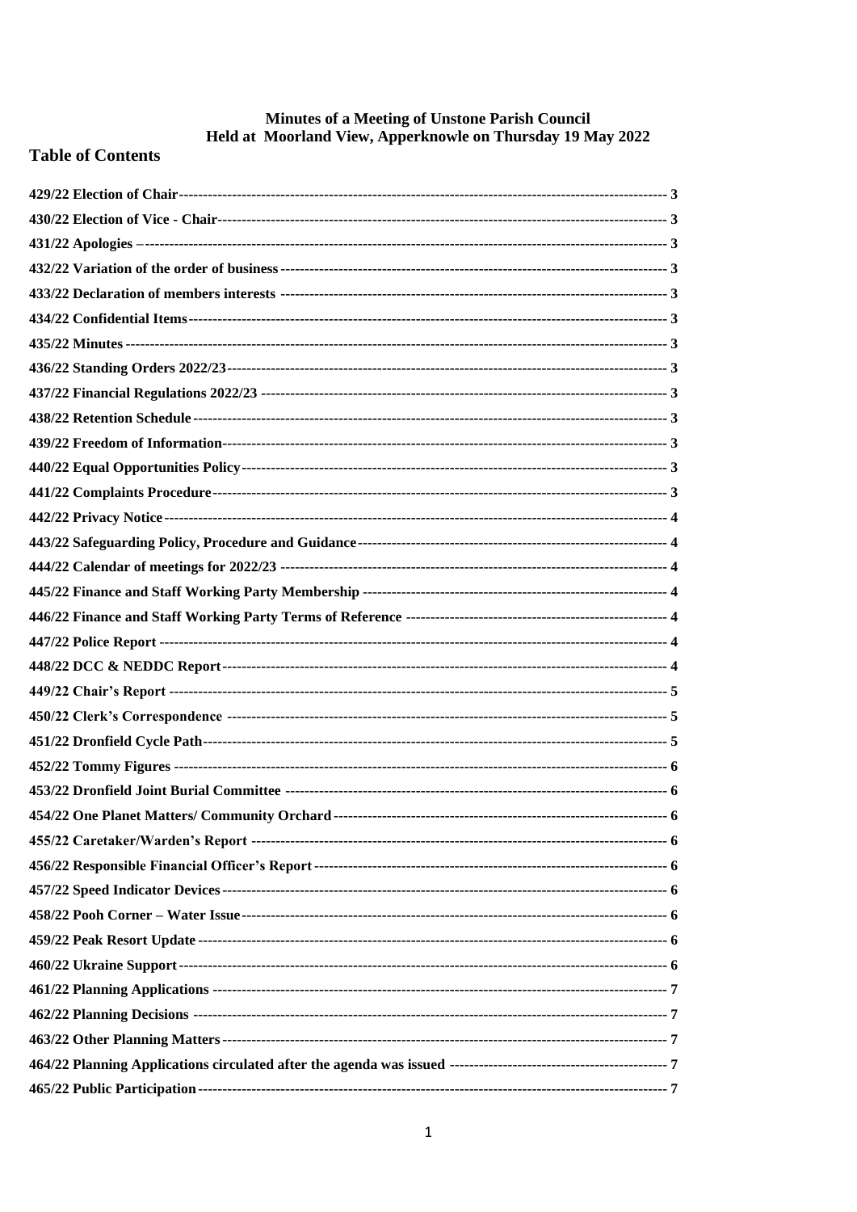# Minutes of a Meeting of Unstone Parish Council
# Held at Moorland View, Apperknowle on Thursday 19 May 2022

## Table of Contents

- **429/22 Election of Chair** ---------- 3
- **430/22 Election of Vice - Chair** ---------- 3
- **431/22 Apologies** – ---------- 3
- **432/22 Variation of the order of business** ---------- 3
- **433/22 Declaration of members interests** ---------- 3
- **434/22 Confidential Items** ---------- 3
- **435/22 Minutes** ---------- 3
- **436/22 Standing Orders 2022/23** ---------- 3
- **437/22 Financial Regulations 2022/23** ---------- 3
- **438/22 Retention Schedule** ---------- 3
- **439/22 Freedom of Information** ---------- 3
- **440/22 Equal Opportunities Policy** ---------- 3
- **441/22 Complaints Procedure** ---------- 3
- **442/22 Privacy Notice** ---------- 4
- **443/22 Safeguarding Policy, Procedure and Guidance** ---------- 4
- **444/22 Calendar of meetings for 2022/23** ---------- 4
- **445/22 Finance and Staff Working Party Membership** ---------- 4
- **446/22 Finance and Staff Working Party Terms of Reference** ---------- 4
- **447/22 Police Report** ---------- 4
- **448/22 DCC & NEDDC Report** ---------- 4
- **449/22 Chair's Report** ---------- 5
- **450/22 Clerk's Correspondence** ---------- 5
- **451/22 Dronfield Cycle Path** ---------- 5
- **452/22 Tommy Figures** ---------- 6
- **453/22 Dronfield Joint Burial Committee** ---------- 6
- **454/22 One Planet Matters/ Community Orchard** ---------- 6
- **455/22 Caretaker/Warden's Report** ---------- 6
- **456/22 Responsible Financial Officer's Report** ---------- 6
- **457/22 Speed Indicator Devices** ---------- 6
- **458/22 Pooh Corner – Water Issue** ---------- 6
- **459/22 Peak Resort Update** ---------- 6
- **460/22 Ukraine Support** ---------- 6
- **461/22 Planning Applications** ---------- 7
- **462/22 Planning Decisions** ---------- 7
- **463/22 Other Planning Matters** ---------- 7
- **464/22 Planning Applications circulated after the agenda was issued** ---------- 7
- **465/22 Public Participation** ---------- 7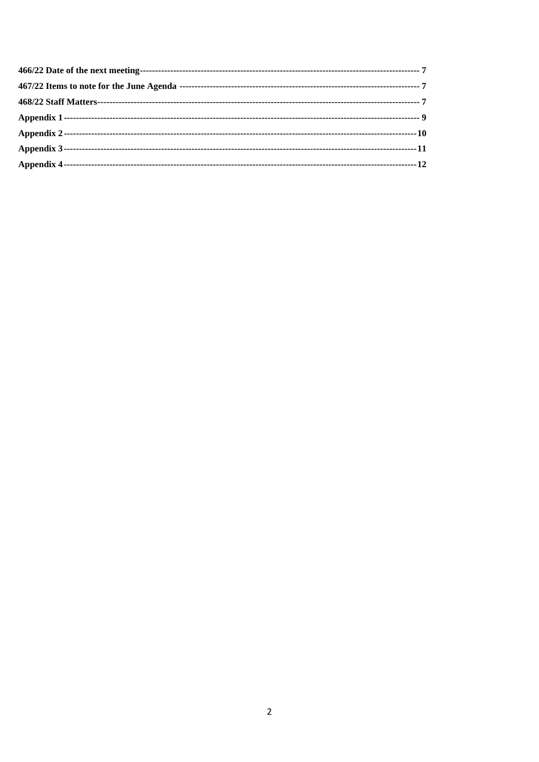**466/22 Date of the next meeting** ------------------------------------------------------------------------------------------------ 7

**467/22 Items to note for the June Agenda** ---------------------------------------------------------------------------------- 7

**468/22 Staff Matters** ----------------------------------------------------------------------------------------------------------- 7

**Appendix 1** --------------------------------------------------------------------------------------------------------------------- 9

**Appendix 2** --------------------------------------------------------------------------------------------------------------------- 10

**Appendix 3** --------------------------------------------------------------------------------------------------------------------- 11

**Appendix 4** --------------------------------------------------------------------------------------------------------------------- 12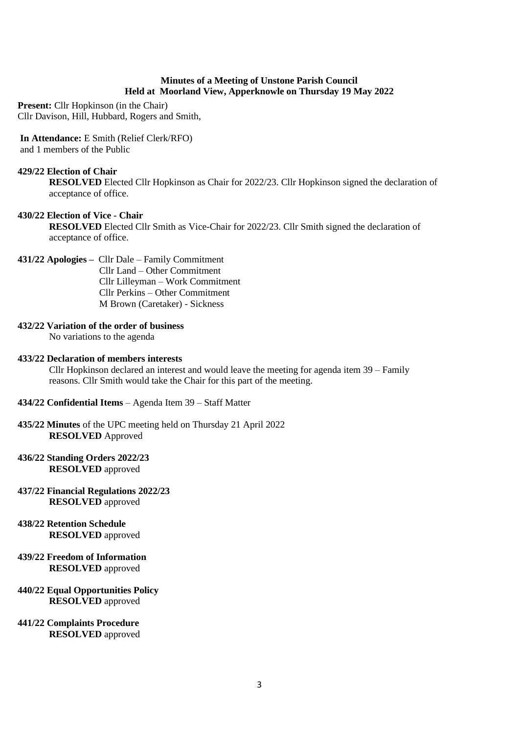**Minutes of a Meeting of Unstone Parish Council**
**Held at Moorland View, Apperknowle on Thursday 19 May 2022**

**Present:** Cllr Hopkinson (in the Chair)
Cllr Davison, Hill, Hubbard, Rogers and Smith,

**In Attendance:** E Smith (Relief Clerk/RFO)
and 1 members of the Public

**429/22 Election of Chair**
**RESOLVED** Elected Cllr Hopkinson as Chair for 2022/23. Cllr Hopkinson signed the declaration of acceptance of office.

**430/22 Election of Vice - Chair**
**RESOLVED** Elected Cllr Smith as Vice-Chair for 2022/23. Cllr Smith signed the declaration of acceptance of office.

**431/22 Apologies –** Cllr Dale – Family Commitment
Cllr Land – Other Commitment
Cllr Lilleyman – Work Commitment
Cllr Perkins – Other Commitment
M Brown (Caretaker) - Sickness

**432/22 Variation of the order of business**
No variations to the agenda

**433/22 Declaration of members interests**
Cllr Hopkinson declared an interest and would leave the meeting for agenda item 39 – Family reasons. Cllr Smith would take the Chair for this part of the meeting.

**434/22 Confidential Items** – Agenda Item 39 – Staff Matter

**435/22 Minutes** of the UPC meeting held on Thursday 21 April 2022
**RESOLVED** Approved

**436/22 Standing Orders 2022/23**
**RESOLVED** approved

**437/22 Financial Regulations 2022/23**
**RESOLVED** approved

**438/22 Retention Schedule**
**RESOLVED** approved

**439/22 Freedom of Information**
**RESOLVED** approved

**440/22 Equal Opportunities Policy**
**RESOLVED** approved

**441/22 Complaints Procedure**
**RESOLVED** approved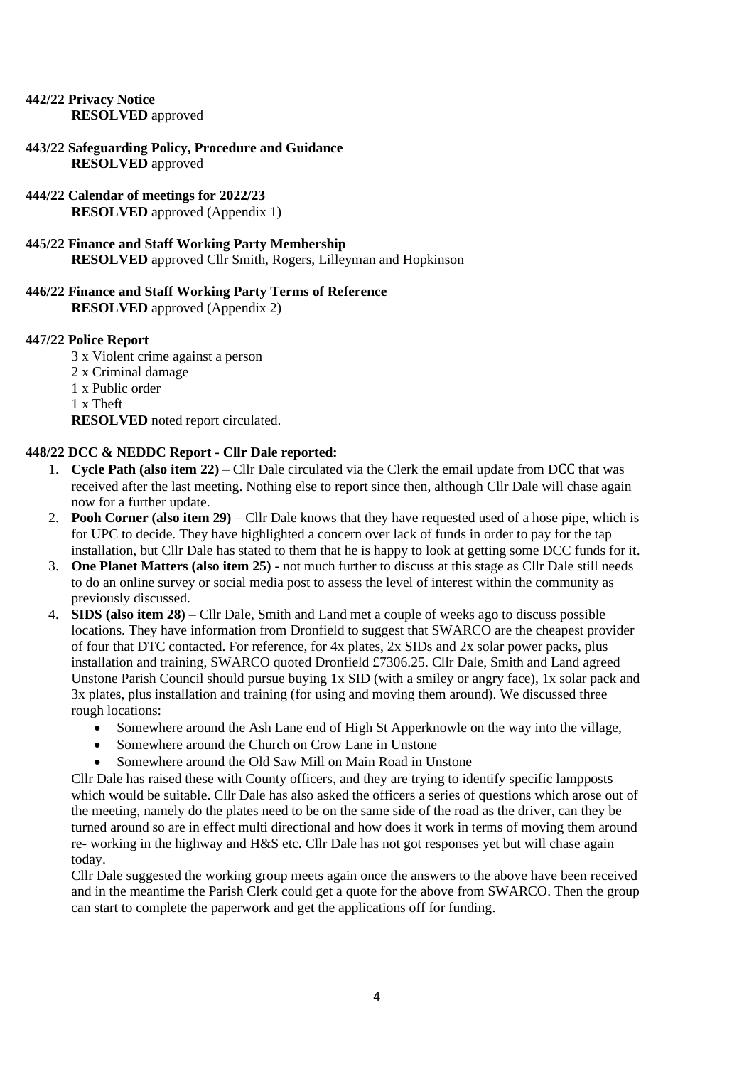**442/22 Privacy Notice**
**RESOLVED** approved

**443/22 Safeguarding Policy, Procedure and Guidance**
**RESOLVED** approved

**444/22 Calendar of meetings for 2022/23**
**RESOLVED** approved (Appendix 1)

**445/22 Finance and Staff Working Party Membership**
**RESOLVED** approved Cllr Smith, Rogers, Lilleyman and Hopkinson

**446/22 Finance and Staff Working Party Terms of Reference**
**RESOLVED** approved (Appendix 2)

**447/22 Police Report**

3 x Violent crime against a person
2 x Criminal damage
1 x Public order
1 x Theft
**RESOLVED** noted report circulated.

**448/22 DCC & NEDDC Report - Cllr Dale reported:**

1. **Cycle Path (also item 22)** – Cllr Dale circulated via the Clerk the email update from DCC that was received after the last meeting. Nothing else to report since then, although Cllr Dale will chase again now for a further update.
2. **Pooh Corner (also item 29)** – Cllr Dale knows that they have requested used of a hose pipe, which is for UPC to decide. They have highlighted a concern over lack of funds in order to pay for the tap installation, but Cllr Dale has stated to them that he is happy to look at getting some DCC funds for it.
3. **One Planet Matters (also item 25) -** not much further to discuss at this stage as Cllr Dale still needs to do an online survey or social media post to assess the level of interest within the community as previously discussed.
4. **SIDS (also item 28)** – Cllr Dale, Smith and Land met a couple of weeks ago to discuss possible locations. They have information from Dronfield to suggest that SWARCO are the cheapest provider of four that DTC contacted. For reference, for 4x plates, 2x SIDs and 2x solar power packs, plus installation and training, SWARCO quoted Dronfield £7306.25. Cllr Dale, Smith and Land agreed Unstone Parish Council should pursue buying 1x SID (with a smiley or angry face), 1x solar pack and 3x plates, plus installation and training (for using and moving them around). We discussed three rough locations:
   - Somewhere around the Ash Lane end of High St Apperknowle on the way into the village,
   - Somewhere around the Church on Crow Lane in Unstone
   - Somewhere around the Old Saw Mill on Main Road in Unstone

   Cllr Dale has raised these with County officers, and they are trying to identify specific lampposts which would be suitable. Cllr Dale has also asked the officers a series of questions which arose out of the meeting, namely do the plates need to be on the same side of the road as the driver, can they be turned around so are in effect multi directional and how does it work in terms of moving them around re- working in the highway and H&S etc. Cllr Dale has not got responses yet but will chase again today.

   Cllr Dale suggested the working group meets again once the answers to the above have been received and in the meantime the Parish Clerk could get a quote for the above from SWARCO. Then the group can start to complete the paperwork and get the applications off for funding.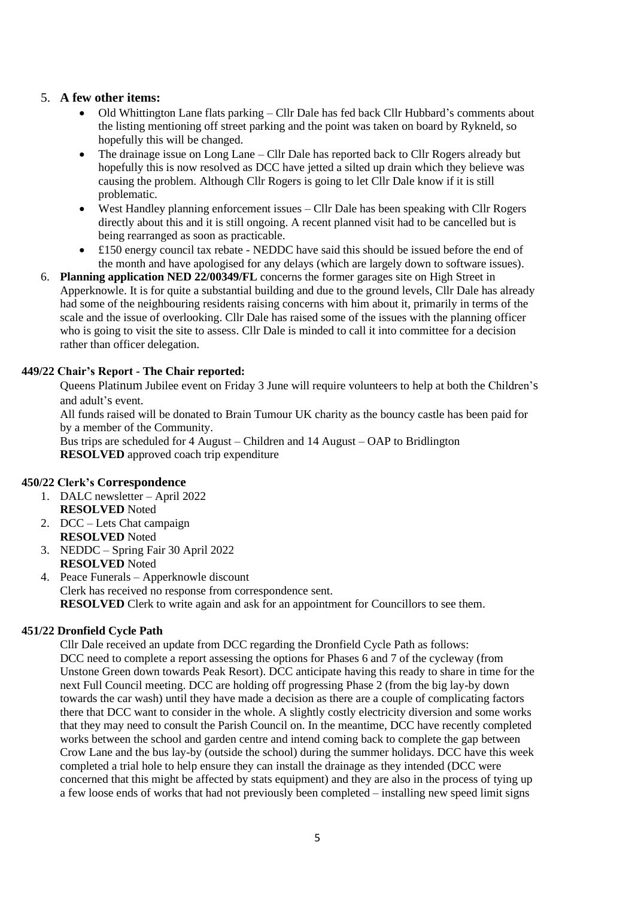5. **A few other items:**
   - Old Whittington Lane flats parking – Cllr Dale has fed back Cllr Hubbard's comments about the listing mentioning off street parking and the point was taken on board by Rykneld, so hopefully this will be changed.
   - The drainage issue on Long Lane – Cllr Dale has reported back to Cllr Rogers already but hopefully this is now resolved as DCC have jetted a silted up drain which they believe was causing the problem. Although Cllr Rogers is going to let Cllr Dale know if it is still problematic.
   - West Handley planning enforcement issues – Cllr Dale has been speaking with Cllr Rogers directly about this and it is still ongoing. A recent planned visit had to be cancelled but is being rearranged as soon as practicable.
   - £150 energy council tax rebate - NEDDC have said this should be issued before the end of the month and have apologised for any delays (which are largely down to software issues).
6. **Planning application NED 22/00349/FL** concerns the former garages site on High Street in Apperknowle. It is for quite a substantial building and due to the ground levels, Cllr Dale has already had some of the neighbouring residents raising concerns with him about it, primarily in terms of the scale and the issue of overlooking. Cllr Dale has raised some of the issues with the planning officer who is going to visit the site to assess. Cllr Dale is minded to call it into committee for a decision rather than officer delegation.

**449/22 Chair's Report - The Chair reported:**

Queens Platinum Jubilee event on Friday 3 June will require volunteers to help at both the Children's and adult's event.

All funds raised will be donated to Brain Tumour UK charity as the bouncy castle has been paid for by a member of the Community.

Bus trips are scheduled for 4 August – Children and 14 August – OAP to Bridlington

**RESOLVED** approved coach trip expenditure

**450/22 Clerk's Correspondence**

1. DALC newsletter – April 2022
   **RESOLVED** Noted
2. DCC – Lets Chat campaign
   **RESOLVED** Noted
3. NEDDC – Spring Fair 30 April 2022
   **RESOLVED** Noted
4. Peace Funerals – Apperknowle discount
   Clerk has received no response from correspondence sent.
   **RESOLVED** Clerk to write again and ask for an appointment for Councillors to see them.

**451/22 Dronfield Cycle Path**

Cllr Dale received an update from DCC regarding the Dronfield Cycle Path as follows:
DCC need to complete a report assessing the options for Phases 6 and 7 of the cycleway (from Unstone Green down towards Peak Resort). DCC anticipate having this ready to share in time for the next Full Council meeting. DCC are holding off progressing Phase 2 (from the big lay-by down towards the car wash) until they have made a decision as there are a couple of complicating factors there that DCC want to consider in the whole. A slightly costly electricity diversion and some works that they may need to consult the Parish Council on. In the meantime, DCC have recently completed works between the school and garden centre and intend coming back to complete the gap between Crow Lane and the bus lay-by (outside the school) during the summer holidays. DCC have this week completed a trial hole to help ensure they can install the drainage as they intended (DCC were concerned that this might be affected by stats equipment) and they are also in the process of tying up a few loose ends of works that had not previously been completed – installing new speed limit signs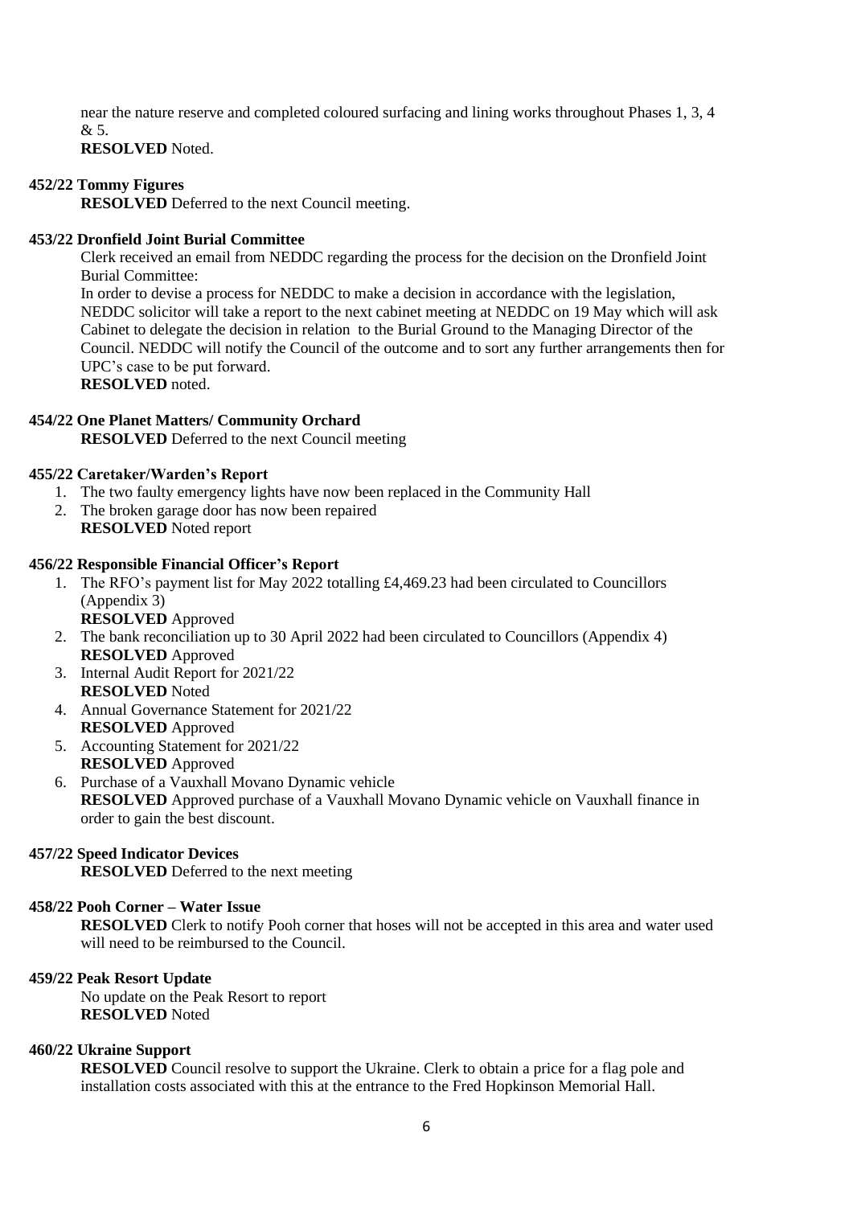near the nature reserve and completed coloured surfacing and lining works throughout Phases 1, 3, 4 & 5.

**RESOLVED** Noted.

**452/22 Tommy Figures**

**RESOLVED** Deferred to the next Council meeting.

**453/22 Dronfield Joint Burial Committee**

Clerk received an email from NEDDC regarding the process for the decision on the Dronfield Joint Burial Committee:

In order to devise a process for NEDDC to make a decision in accordance with the legislation, NEDDC solicitor will take a report to the next cabinet meeting at NEDDC on 19 May which will ask Cabinet to delegate the decision in relation to the Burial Ground to the Managing Director of the Council. NEDDC will notify the Council of the outcome and to sort any further arrangements then for UPC's case to be put forward.

**RESOLVED** noted.

**454/22 One Planet Matters/ Community Orchard**

**RESOLVED** Deferred to the next Council meeting

**455/22 Caretaker/Warden's Report**

1. The two faulty emergency lights have now been replaced in the Community Hall
2. The broken garage door has now been repaired
   **RESOLVED** Noted report

**456/22 Responsible Financial Officer's Report**

1. The RFO's payment list for May 2022 totalling £4,469.23 had been circulated to Councillors (Appendix 3)
   **RESOLVED** Approved
2. The bank reconciliation up to 30 April 2022 had been circulated to Councillors (Appendix 4)
   **RESOLVED** Approved
3. Internal Audit Report for 2021/22
   **RESOLVED** Noted
4. Annual Governance Statement for 2021/22
   **RESOLVED** Approved
5. Accounting Statement for 2021/22
   **RESOLVED** Approved
6. Purchase of a Vauxhall Movano Dynamic vehicle
   **RESOLVED** Approved purchase of a Vauxhall Movano Dynamic vehicle on Vauxhall finance in order to gain the best discount.

**457/22 Speed Indicator Devices**

**RESOLVED** Deferred to the next meeting

**458/22 Pooh Corner – Water Issue**

**RESOLVED** Clerk to notify Pooh corner that hoses will not be accepted in this area and water used will need to be reimbursed to the Council.

**459/22 Peak Resort Update**

No update on the Peak Resort to report

**RESOLVED** Noted

**460/22 Ukraine Support**

**RESOLVED** Council resolve to support the Ukraine. Clerk to obtain a price for a flag pole and installation costs associated with this at the entrance to the Fred Hopkinson Memorial Hall.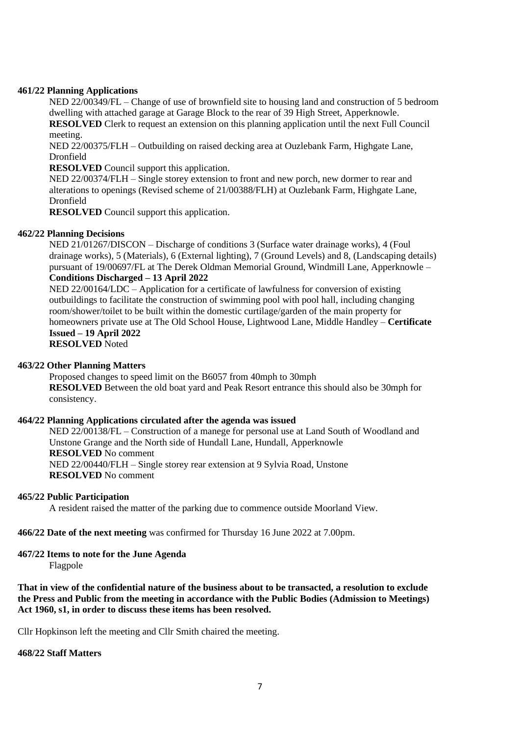**461/22 Planning Applications**

NED 22/00349/FL – Change of use of brownfield site to housing land and construction of 5 bedroom dwelling with attached garage at Garage Block to the rear of 39 High Street, Apperknowle.
**RESOLVED** Clerk to request an extension on this planning application until the next Full Council meeting.
NED 22/00375/FLH – Outbuilding on raised decking area at Ouzlebank Farm, Highgate Lane, Dronfield
**RESOLVED** Council support this application.
NED 22/00374/FLH – Single storey extension to front and new porch, new dormer to rear and alterations to openings (Revised scheme of 21/00388/FLH) at Ouzlebank Farm, Highgate Lane, Dronfield
**RESOLVED** Council support this application.

**462/22 Planning Decisions**

NED 21/01267/DISCON – Discharge of conditions 3 (Surface water drainage works), 4 (Foul drainage works), 5 (Materials), 6 (External lighting), 7 (Ground Levels) and 8, (Landscaping details) pursuant of 19/00697/FL at The Derek Oldman Memorial Ground, Windmill Lane, Apperknowle – **Conditions Discharged – 13 April 2022**
NED 22/00164/LDC – Application for a certificate of lawfulness for conversion of existing outbuildings to facilitate the construction of swimming pool with pool hall, including changing room/shower/toilet to be built within the domestic curtilage/garden of the main property for homeowners private use at The Old School House, Lightwood Lane, Middle Handley – **Certificate Issued – 19 April 2022**
**RESOLVED** Noted

**463/22 Other Planning Matters**

Proposed changes to speed limit on the B6057 from 40mph to 30mph
**RESOLVED** Between the old boat yard and Peak Resort entrance this should also be 30mph for consistency.

**464/22 Planning Applications circulated after the agenda was issued**

NED 22/00138/FL – Construction of a manege for personal use at Land South of Woodland and Unstone Grange and the North side of Hundall Lane, Hundall, Apperknowle
**RESOLVED** No comment
NED 22/00440/FLH – Single storey rear extension at 9 Sylvia Road, Unstone
**RESOLVED** No comment

**465/22 Public Participation**

A resident raised the matter of the parking due to commence outside Moorland View.

**466/22 Date of the next meeting** was confirmed for Thursday 16 June 2022 at 7.00pm.

**467/22 Items to note for the June Agenda**

Flagpole

**That in view of the confidential nature of the business about to be transacted, a resolution to exclude the Press and Public from the meeting in accordance with the Public Bodies (Admission to Meetings) Act 1960, s1, in order to discuss these items has been resolved.**

Cllr Hopkinson left the meeting and Cllr Smith chaired the meeting.

**468/22 Staff Matters**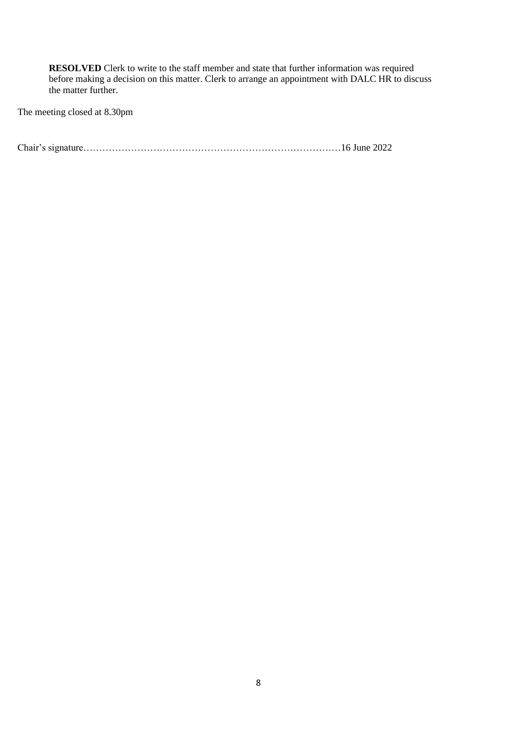**RESOLVED** Clerk to write to the staff member and state that further information was required before making a decision on this matter. Clerk to arrange an appointment with DALC HR to discuss the matter further.

The meeting closed at 8.30pm

Chair's signature…………………………………………………………………………16 June 2022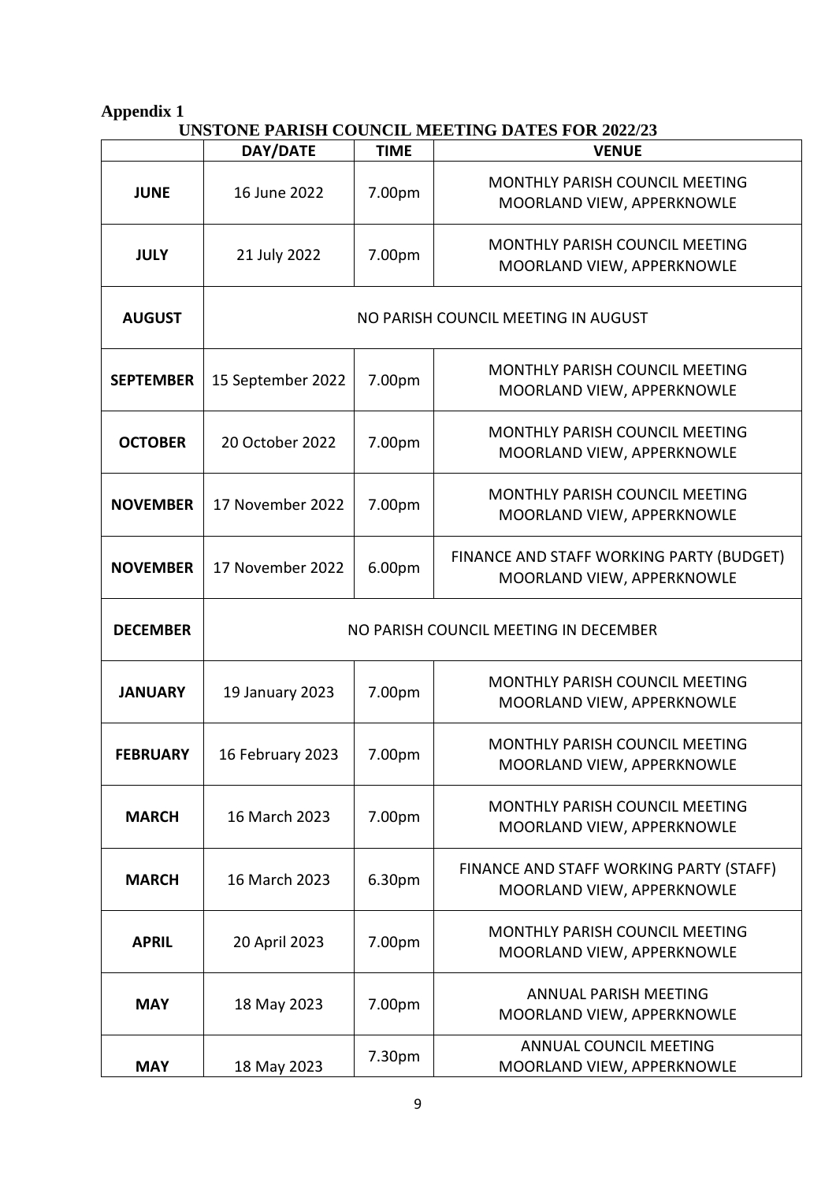**Appendix 1**

## UNSTONE PARISH COUNCIL MEETING DATES FOR 2022/23

| | DAY/DATE | TIME | VENUE |
|---|---|---|---|
| **JUNE** | 16 June 2022 | 7.00pm | MONTHLY PARISH COUNCIL MEETING MOORLAND VIEW, APPERKNOWLE |
| **JULY** | 21 July 2022 | 7.00pm | MONTHLY PARISH COUNCIL MEETING MOORLAND VIEW, APPERKNOWLE |
| **AUGUST** | NO PARISH COUNCIL MEETING IN AUGUST | | |
| **SEPTEMBER** | 15 September 2022 | 7.00pm | MONTHLY PARISH COUNCIL MEETING MOORLAND VIEW, APPERKNOWLE |
| **OCTOBER** | 20 October 2022 | 7.00pm | MONTHLY PARISH COUNCIL MEETING MOORLAND VIEW, APPERKNOWLE |
| **NOVEMBER** | 17 November 2022 | 7.00pm | MONTHLY PARISH COUNCIL MEETING MOORLAND VIEW, APPERKNOWLE |
| **NOVEMBER** | 17 November 2022 | 6.00pm | FINANCE AND STAFF WORKING PARTY (BUDGET) MOORLAND VIEW, APPERKNOWLE |
| **DECEMBER** | NO PARISH COUNCIL MEETING IN DECEMBER | | |
| **JANUARY** | 19 January 2023 | 7.00pm | MONTHLY PARISH COUNCIL MEETING MOORLAND VIEW, APPERKNOWLE |
| **FEBRUARY** | 16 February 2023 | 7.00pm | MONTHLY PARISH COUNCIL MEETING MOORLAND VIEW, APPERKNOWLE |
| **MARCH** | 16 March 2023 | 7.00pm | MONTHLY PARISH COUNCIL MEETING MOORLAND VIEW, APPERKNOWLE |
| **MARCH** | 16 March 2023 | 6.30pm | FINANCE AND STAFF WORKING PARTY (STAFF) MOORLAND VIEW, APPERKNOWLE |
| **APRIL** | 20 April 2023 | 7.00pm | MONTHLY PARISH COUNCIL MEETING MOORLAND VIEW, APPERKNOWLE |
| **MAY** | 18 May 2023 | 7.00pm | ANNUAL PARISH MEETING MOORLAND VIEW, APPERKNOWLE |
| **MAY** | 18 May 2023 | 7.30pm | ANNUAL COUNCIL MEETING MOORLAND VIEW, APPERKNOWLE |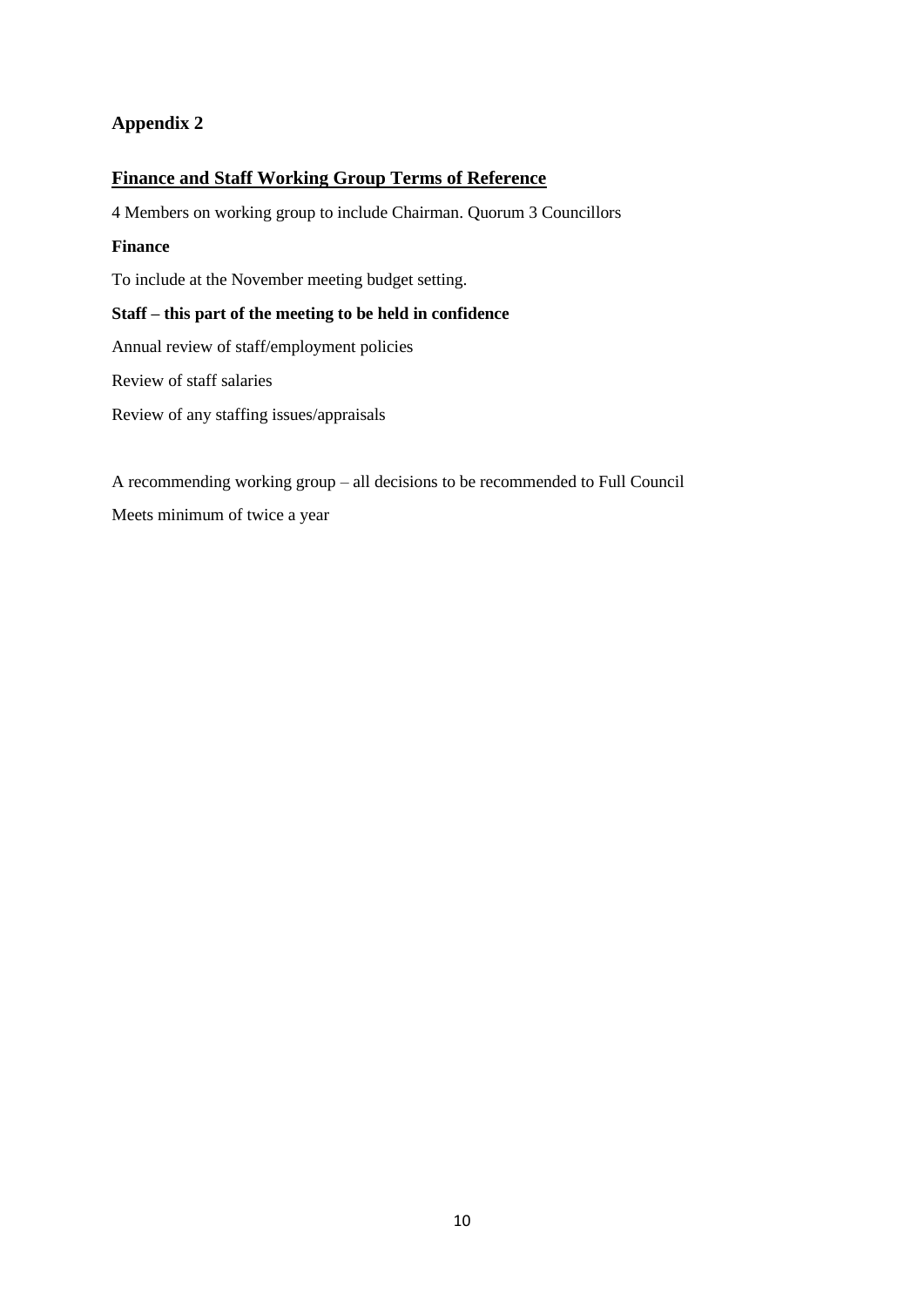## Appendix 2

### Finance and Staff Working Group Terms of Reference

4 Members on working group to include Chairman. Quorum 3 Councillors

**Finance**

To include at the November meeting budget setting.

**Staff – this part of the meeting to be held in confidence**

Annual review of staff/employment policies

Review of staff salaries

Review of any staffing issues/appraisals

A recommending working group – all decisions to be recommended to Full Council

Meets minimum of twice a year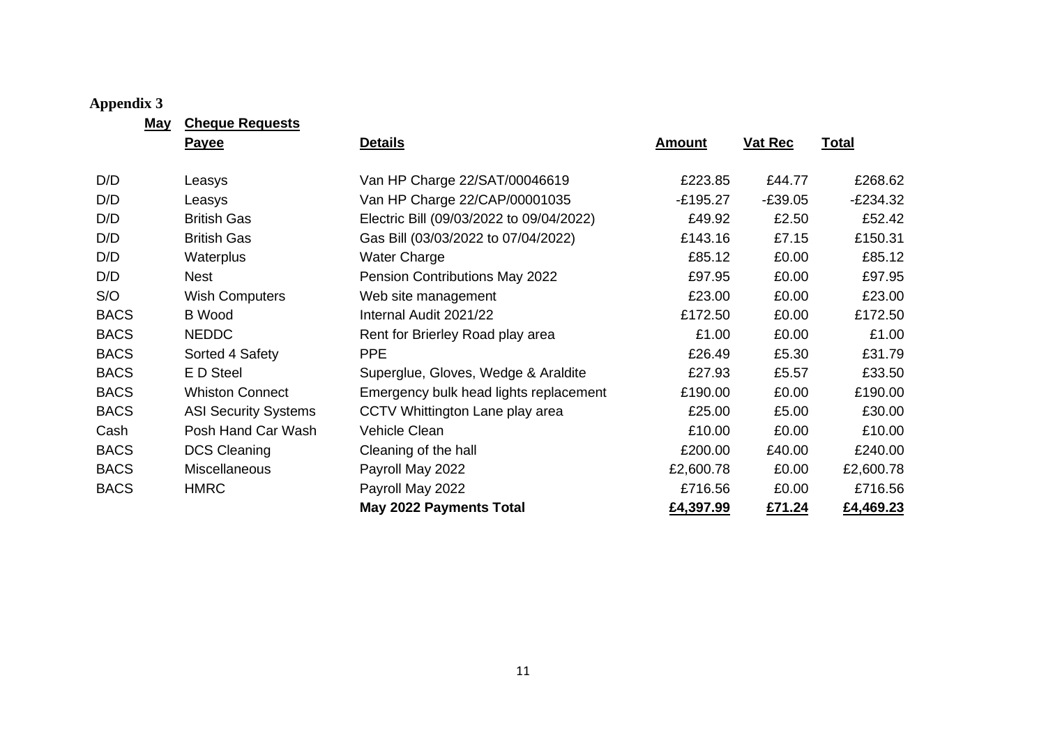**Appendix 3**

**May Cheque Requests**

| | **Payee** | **Details** | **Amount** | **Vat Rec** | **Total** |
|---|---|---|---|---|---|
| D/D | Leasys | Van HP Charge 22/SAT/00046619 | £223.85 | £44.77 | £268.62 |
| D/D | Leasys | Van HP Charge 22/CAP/00001035 | -£195.27 | -£39.05 | -£234.32 |
| D/D | British Gas | Electric Bill (09/03/2022 to 09/04/2022) | £49.92 | £2.50 | £52.42 |
| D/D | British Gas | Gas Bill (03/03/2022 to 07/04/2022) | £143.16 | £7.15 | £150.31 |
| D/D | Waterplus | Water Charge | £85.12 | £0.00 | £85.12 |
| D/D | Nest | Pension Contributions May 2022 | £97.95 | £0.00 | £97.95 |
| S/O | Wish Computers | Web site management | £23.00 | £0.00 | £23.00 |
| BACS | B Wood | Internal Audit 2021/22 | £172.50 | £0.00 | £172.50 |
| BACS | NEDDC | Rent for Brierley Road play area | £1.00 | £0.00 | £1.00 |
| BACS | Sorted 4 Safety | PPE | £26.49 | £5.30 | £31.79 |
| BACS | E D Steel | Superglue, Gloves, Wedge & Araldite | £27.93 | £5.57 | £33.50 |
| BACS | Whiston Connect | Emergency bulk head lights replacement | £190.00 | £0.00 | £190.00 |
| BACS | ASI Security Systems | CCTV Whittington Lane play area | £25.00 | £5.00 | £30.00 |
| Cash | Posh Hand Car Wash | Vehicle Clean | £10.00 | £0.00 | £10.00 |
| BACS | DCS Cleaning | Cleaning of the hall | £200.00 | £40.00 | £240.00 |
| BACS | Miscellaneous | Payroll May 2022 | £2,600.78 | £0.00 | £2,600.78 |
| BACS | HMRC | Payroll May 2022 | £716.56 | £0.00 | £716.56 |
| | | **May 2022 Payments Total** | **£4,397.99** | **£71.24** | **£4,469.23** |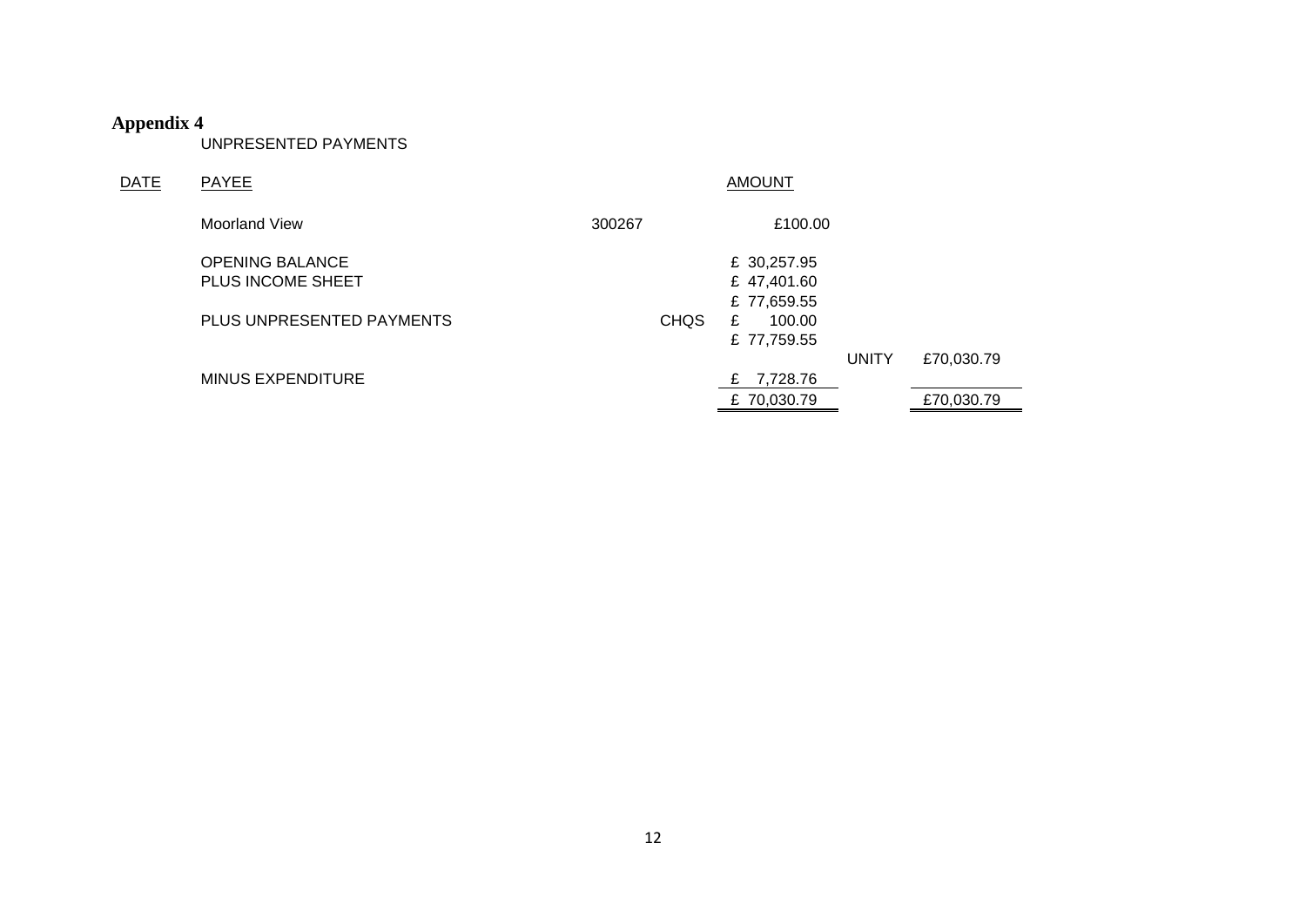**Appendix 4**

UNPRESENTED PAYMENTS

| DATE | PAYEE | | | AMOUNT | | |
|---|---|---|---|---|---|---|
| | Moorland View | 300267 | | £100.00 | | |
| | OPENING BALANCE | | | £ 30,257.95 | | |
| | PLUS INCOME SHEET | | | £ 47,401.60 | | |
| | | | | £ 77,659.55 | | |
| | PLUS UNPRESENTED PAYMENTS | | CHQS | £ 100.00 | | |
| | | | | £ 77,759.55 | | |
| | | | | | UNITY | £70,030.79 |
| | MINUS EXPENDITURE | | | £ 7,728.76 | | |
| | | | | £ 70,030.79 | | £70,030.79 |